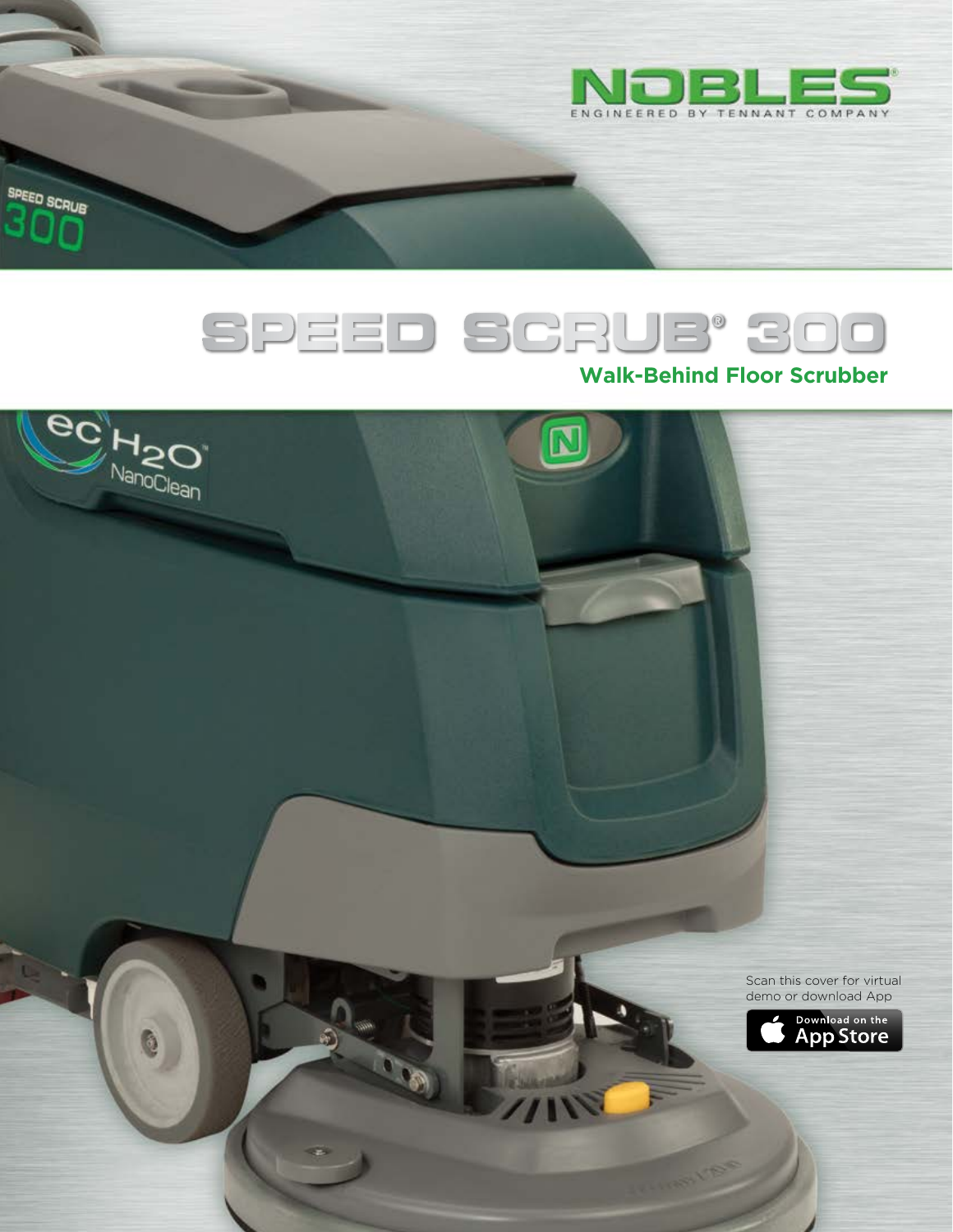NOBLES®

ENGINEERED BY TENNANT COMPANY

# SPEED SCRUB® 300

## Walk-Behind Floor Scrubber

Scan this cover for virtual demo or download App

Download on the App Store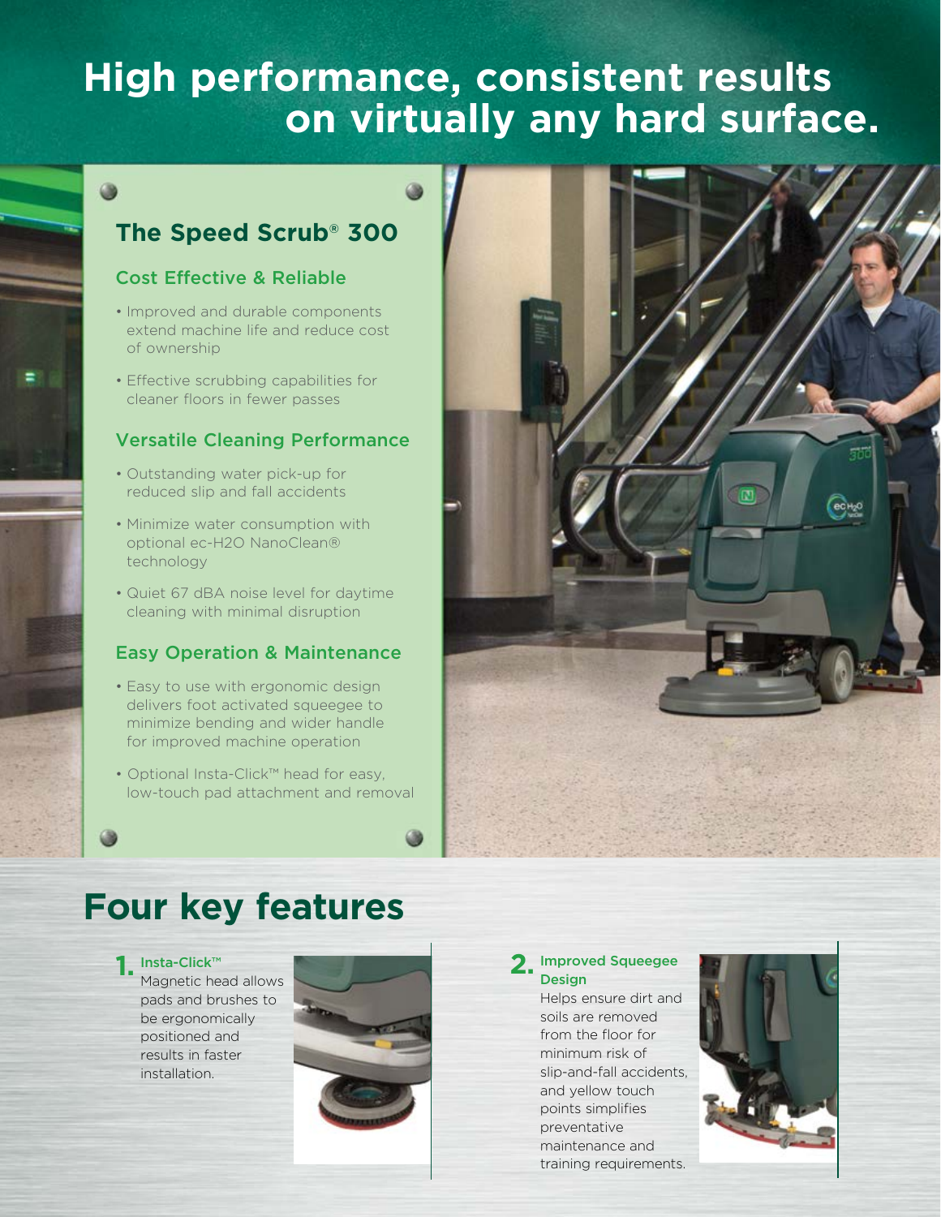# High performance, consistent results on virtually any hard surface.

## The Speed Scrub® 300

### Cost Effective & Reliable

- Improved and durable components extend machine life and reduce cost of ownership
- Effective scrubbing capabilities for cleaner floors in fewer passes

### Versatile Cleaning Performance

- Outstanding water pick-up for reduced slip and fall accidents
- Minimize water consumption with optional ec-H2O NanoClean® technology
- Quiet 67 dBA noise level for daytime cleaning with minimal disruption

### Easy Operation & Maintenance

- Easy to use with ergonomic design delivers foot activated squeegee to minimize bending and wider handle for improved machine operation
- Optional Insta-Click™ head for easy, low-touch pad attachment and removal

# Four key features

**1. Insta-Click™**
Magnetic head allows pads and brushes to be ergonomically positioned and results in faster installation.

**2. Improved Squeegee Design**
Helps ensure dirt and soils are removed from the floor for minimum risk of slip-and-fall accidents, and yellow touch points simplifies preventative maintenance and training requirements.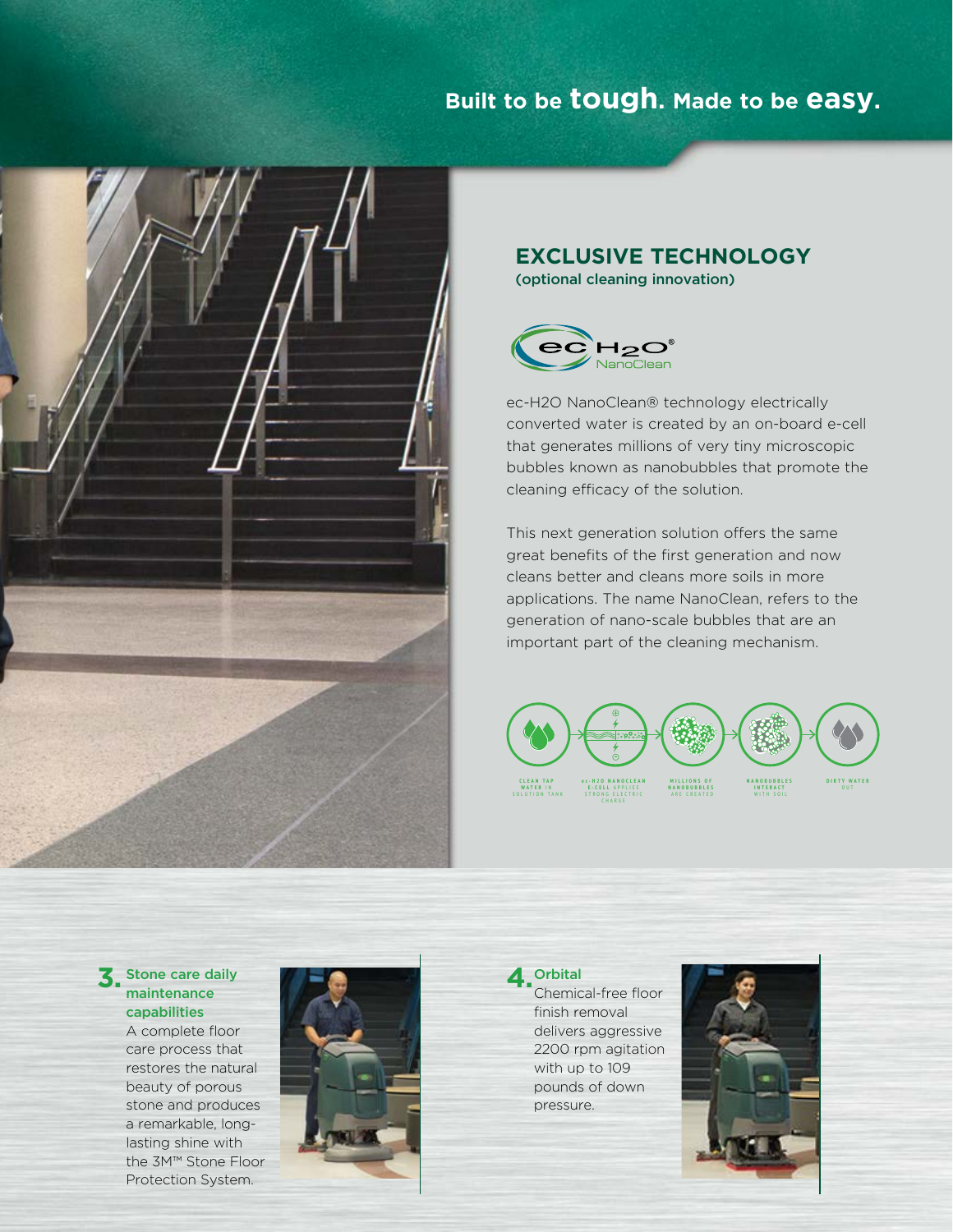## Built to be **tough**. Made to be **easy**.

## EXCLUSIVE TECHNOLOGY

(optional cleaning innovation)

ec-H2O NanoClean® technology electrically converted water is created by an on-board e-cell that generates millions of very tiny microscopic bubbles known as nanobubbles that promote the cleaning efficacy of the solution.

This next generation solution offers the same great benefits of the first generation and now cleans better and cleans more soils in more applications. The name NanoClean, refers to the generation of nano-scale bubbles that are an important part of the cleaning mechanism.

CLEAN TAP WATER IN SOLUTION TANK → ec-H2O NANOCLEAN E-CELL APPLIES STRONG ELECTRIC CHARGE → MILLIONS OF NANOBUBBLES ARE CREATED → NANOBUBBLES INTERACT WITH SOIL → DIRTY WATER OUT

**3. Stone care daily maintenance capabilities**

A complete floor care process that restores the natural beauty of porous stone and produces a remarkable, long-lasting shine with the 3M™ Stone Floor Protection System.

**4. Orbital**

Chemical-free floor finish removal delivers aggressive 2200 rpm agitation with up to 109 pounds of down pressure.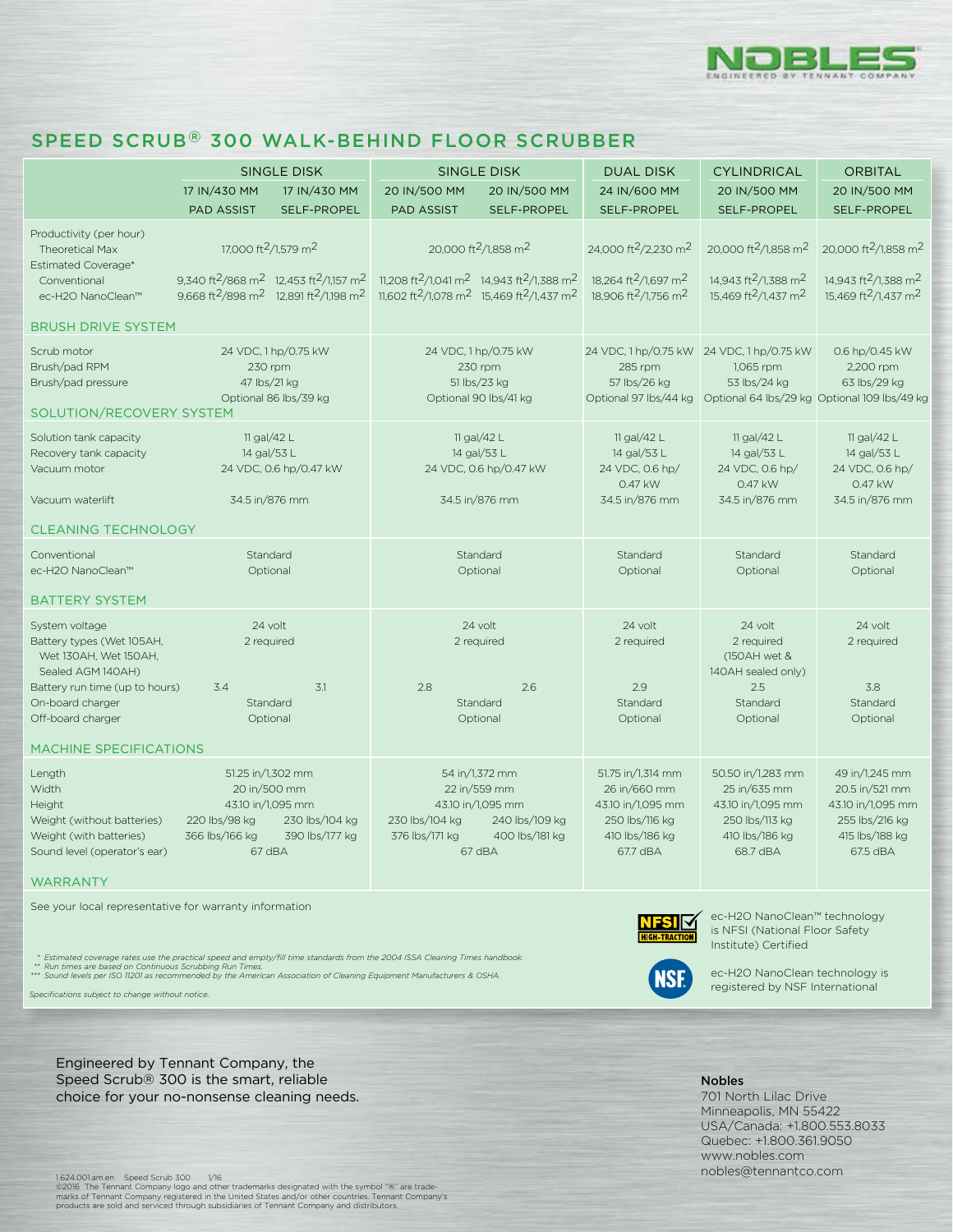NOBLES
ENGINEERED BY TENNANT COMPANY

## SPEED SCRUB® 300 WALK-BEHIND FLOOR SCRUBBER

| | SINGLE DISK | | SINGLE DISK | | DUAL DISK | CYLINDRICAL | ORBITAL |
|---|---|---|---|---|---|---|---|
| | 17 IN/430 MM | 17 IN/430 MM | 20 IN/500 MM | 20 IN/500 MM | 24 IN/600 MM | 20 IN/500 MM | 20 IN/500 MM |
| | PAD ASSIST | SELF-PROPEL | PAD ASSIST | SELF-PROPEL | SELF-PROPEL | SELF-PROPEL | SELF-PROPEL |
| Productivity (per hour) | | | | | | | |
| Theoretical Max | 17,000 ft²/1,579 m² | | 20,000 ft²/1,858 m² | | 24,000 ft²/2,230 m² | 20,000 ft²/1,858 m² | 20,000 ft²/1,858 m² |
| Estimated Coverage* | | | | | | | |
| Conventional | 9,340 ft²/868 m² | 12,453 ft²/1,157 m² | 11,208 ft²/1,041 m² | 14,943 ft²/1,388 m² | 18,264 ft²/1,697 m² | 14,943 ft²/1,388 m² | 14,943 ft²/1,388 m² |
| ec-H2O NanoClean™ | 9,668 ft²/898 m² | 12,891 ft²/1,198 m² | 11,602 ft²/1,078 m² | 15,469 ft²/1,437 m² | 18,906 ft²/1,756 m² | 15,469 ft²/1,437 m² | 15,469 ft²/1,437 m² |
| **BRUSH DRIVE SYSTEM** | | | | | | | |
| Scrub motor | 24 VDC, 1 hp/0.75 kW | | 24 VDC, 1 hp/0.75 kW | | 24 VDC, 1 hp/0.75 kW | 24 VDC, 1 hp/0.75 kW | 0.6 hp/0.45 kW |
| Brush/pad RPM | 230 rpm | | 230 rpm | | 285 rpm | 1,065 rpm | 2,200 rpm |
| Brush/pad pressure | 47 lbs/21 kg | | 51 lbs/23 kg | | 57 lbs/26 kg | 53 lbs/24 kg | 63 lbs/29 kg |
| | Optional 86 lbs/39 kg | | Optional 90 lbs/41 kg | | Optional 97 lbs/44 kg | Optional 64 lbs/29 kg | Optional 109 lbs/49 kg |
| **SOLUTION/RECOVERY SYSTEM** | | | | | | | |
| Solution tank capacity | 11 gal/42 L | | 11 gal/42 L | | 11 gal/42 L | 11 gal/42 L | 11 gal/42 L |
| Recovery tank capacity | 14 gal/53 L | | 14 gal/53 L | | 14 gal/53 L | 14 gal/53 L | 14 gal/53 L |
| Vacuum motor | 24 VDC, 0.6 hp/0.47 kW | | 24 VDC, 0.6 hp/0.47 kW | | 24 VDC, 0.6 hp/ 0.47 kW | 24 VDC, 0.6 hp/ 0.47 kW | 24 VDC, 0.6 hp/ 0.47 kW |
| Vacuum waterlift | 34.5 in/876 mm | | 34.5 in/876 mm | | 34.5 in/876 mm | 34.5 in/876 mm | 34.5 in/876 mm |
| **CLEANING TECHNOLOGY** | | | | | | | |
| Conventional | Standard | | Standard | | Standard | Standard | Standard |
| ec-H2O NanoClean™ | Optional | | Optional | | Optional | Optional | Optional |
| **BATTERY SYSTEM** | | | | | | | |
| System voltage | 24 volt | | 24 volt | | 24 volt | 24 volt | 24 volt |
| Battery types (Wet 105AH, Wet 130AH, Wet 150AH, Sealed AGM 140AH) | 2 required | | 2 required | | 2 required | 2 required (150AH wet & 140AH sealed only) | 2 required |
| Battery run time (up to hours) | 3.4 | 3.1 | 2.8 | 2.6 | 2.9 | 2.5 | 3.8 |
| On-board charger | Standard | | Standard | | Standard | Standard | Standard |
| Off-board charger | Optional | | Optional | | Optional | Optional | Optional |
| **MACHINE SPECIFICATIONS** | | | | | | | |
| Length | 51.25 in/1,302 mm | | 54 in/1,372 mm | | 51.75 in/1,314 mm | 50.50 in/1,283 mm | 49 in/1,245 mm |
| Width | 20 in/500 mm | | 22 in/559 mm | | 26 in/660 mm | 25 in/635 mm | 20.5 in/521 mm |
| Height | 43.10 in/1,095 mm | | 43.10 in/1,095 mm | | 43.10 in/1,095 mm | 43.10 in/1,095 mm | 43.10 in/1,095 mm |
| Weight (without batteries) | 220 lbs/98 kg | 230 lbs/104 kg | 230 lbs/104 kg | 240 lbs/109 kg | 250 lbs/116 kg | 250 lbs/113 kg | 255 lbs/216 kg |
| Weight (with batteries) | 366 lbs/166 kg | 390 lbs/177 kg | 376 lbs/171 kg | 400 lbs/181 kg | 410 lbs/186 kg | 410 lbs/186 kg | 415 lbs/188 kg |
| Sound level (operator's ear) | 67 dBA | | 67 dBA | | 67.7 dBA | 68.7 dBA | 67.5 dBA |

**WARRANTY**

See your local representative for warranty information

ec-H2O NanoClean™ technology is NFSI (National Floor Safety Institute) Certified

ec-H2O NanoClean technology is registered by NSF International

*Estimated coverage rates use the practical speed and empty/fill time standards from the 2004 ISSA Cleaning Times handbook.*
*** Run times are based on Continuous Scrubbing Run Times.*
**** Sound levels per ISO 11201 as recommended by the American Association of Cleaning Equipment Manufacturers & OSHA.*

*Specifications subject to change without notice.*

Engineered by Tennant Company, the Speed Scrub® 300 is the smart, reliable choice for your no-nonsense cleaning needs.

**Nobles**
701 North Lilac Drive
Minneapolis, MN 55422
USA/Canada: +1.800.553.8033
Quebec: +1.800.361.9050
www.nobles.com
nobles@tennantco.com

1.624.001.am.en Speed Scrub 300 1/16
©2016 The Tennant Company logo and other trademarks designated with the symbol "®" are trademarks of Tennant Company registered in the United States and/or other countries. Tennant Company's products are sold and serviced through subsidiaries of Tennant Company and distributors.